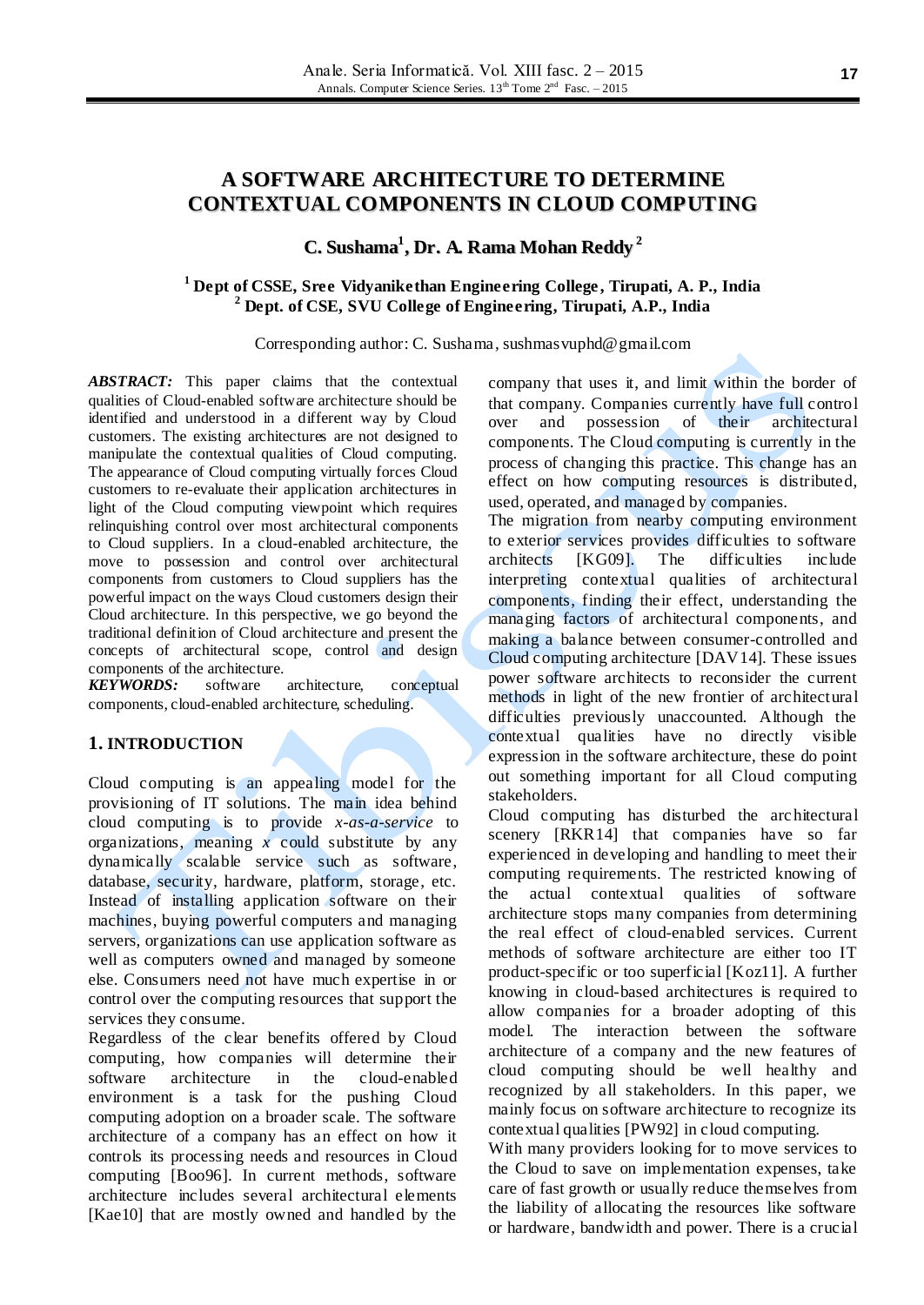# A SOFTWARE ARCHITECTURE TO DETERMINE CONTEXTUAL COMPONENTS IN CLOUD COMPUTING

**C. Sushama[1], Dr. A. Rama Mohan Reddy[2]**

[1] **Dept of CSSE, Sree Vidyanikethan Engineering College, Tirupati, A. P., India**
[2] **Dept. of CSE, SVU College of Engineering, Tirupati, A.P., India**

Corresponding author: C. Sushama, sushmasvuphd@gmail.com

***ABSTRACT:*** This paper claims that the contextual qualities of Cloud-enabled software architecture should be identified and understood in a different way by Cloud customers. The existing architectures are not designed to manipulate the contextual qualities of Cloud computing. The appearance of Cloud computing virtually forces Cloud customers to re-evaluate their application architectures in light of the Cloud computing viewpoint which requires relinquishing control over most architectural components to Cloud suppliers. In a cloud-enabled architecture, the move to possession and control over architectural components from customers to Cloud suppliers has the powerful impact on the ways Cloud customers design their Cloud architecture. In this perspective, we go beyond the traditional definition of Cloud architecture and present the concepts of architectural scope, control and design components of the architecture.

***KEYWORDS:*** software architecture, conceptual components, cloud-enabled architecture, scheduling.

## 1. INTRODUCTION

Cloud computing is an appealing model for the provisioning of IT solutions. The main idea behind cloud computing is to provide *x-as-a-service* to organizations, meaning *x* could substitute by any dynamically scalable service such as software, database, security, hardware, platform, storage, etc. Instead of installing application software on their machines, buying powerful computers and managing servers, organizations can use application software as well as computers owned and managed by someone else. Consumers need not have much expertise in or control over the computing resources that support the services they consume.

Regardless of the clear benefits offered by Cloud computing, how companies will determine their software architecture in the cloud-enabled environment is a task for the pushing Cloud computing adoption on a broader scale. The software architecture of a company has an effect on how it controls its processing needs and resources in Cloud computing [Boo96]. In current methods, software architecture includes several architectural elements [Kae10] that are mostly owned and handled by the company that uses it, and limit within the border of that company. Companies currently have full control over and possession of their architectural components. The Cloud computing is currently in the process of changing this practice. This change has an effect on how computing resources is distributed, used, operated, and managed by companies.

The migration from nearby computing environment to exterior services provides difficulties to software architects [KG09]. The difficulties include interpreting contextual qualities of architectural components, finding their effect, understanding the managing factors of architectural components, and making a balance between consumer-controlled and Cloud computing architecture [DAV14]. These issues power software architects to reconsider the current methods in light of the new frontier of architectural difficulties previously unaccounted. Although the contextual qualities have no directly visible expression in the software architecture, these do point out something important for all Cloud computing stakeholders.

Cloud computing has disturbed the architectural scenery [RKR14] that companies have so far experienced in developing and handling to meet their computing requirements. The restricted knowing of the actual contextual qualities of software architecture stops many companies from determining the real effect of cloud-enabled services. Current methods of software architecture are either too IT product-specific or too superficial [Koz11]. A further knowing in cloud-based architectures is required to allow companies for a broader adopting of this model. The interaction between the software architecture of a company and the new features of cloud computing should be well healthy and recognized by all stakeholders. In this paper, we mainly focus on software architecture to recognize its contextual qualities [PW92] in cloud computing.

With many providers looking for to move services to the Cloud to save on implementation expenses, take care of fast growth or usually reduce themselves from the liability of allocating the resources like software or hardware, bandwidth and power. There is a crucial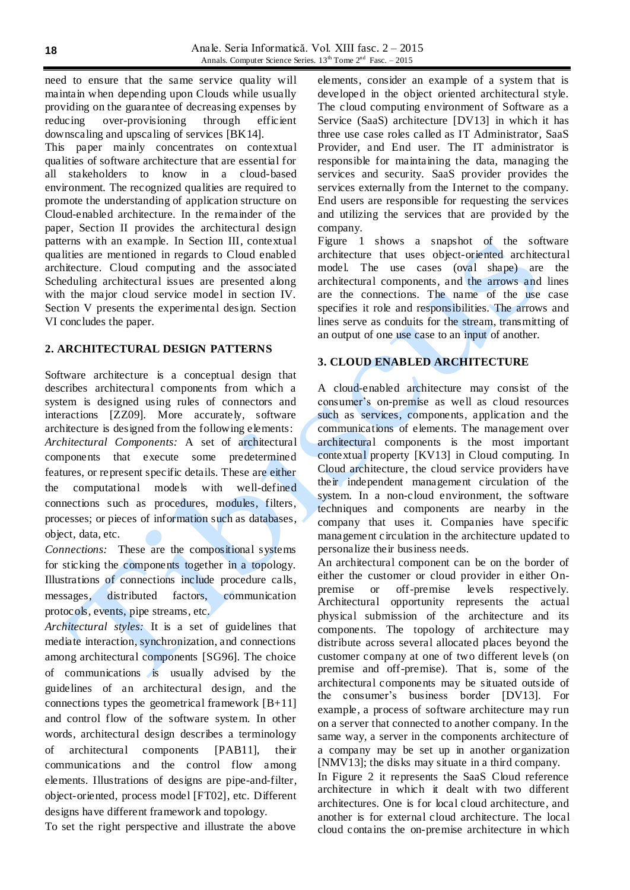need to ensure that the same service quality will maintain when depending upon Clouds while usually providing on the guarantee of decreasing expenses by reducing over-provisioning through efficient downscaling and upscaling of services [BK14].

This paper mainly concentrates on contextual qualities of software architecture that are essential for all stakeholders to know in a cloud-based environment. The recognized qualities are required to promote the understanding of application structure on Cloud-enabled architecture. In the remainder of the paper, Section II provides the architectural design patterns with an example. In Section III, contextual qualities are mentioned in regards to Cloud enabled architecture. Cloud computing and the associated Scheduling architectural issues are presented along with the major cloud service model in section IV. Section V presents the experimental design. Section VI concludes the paper.

## 2. ARCHITECTURAL DESIGN PATTERNS

Software architecture is a conceptual design that describes architectural components from which a system is designed using rules of connectors and interactions [ZZ09]. More accurately, software architecture is designed from the following elements:

*Architectural Components:* A set of architectural components that execute some predetermined features, or represent specific details. These are either the computational models with well-defined connections such as procedures, modules, filters, processes; or pieces of information such as databases, object, data, etc.

*Connections:* These are the compositional systems for sticking the components together in a topology. Illustrations of connections include procedure calls, messages, distributed factors, communication protocols, events, pipe streams, etc.

*Architectural styles:* It is a set of guidelines that mediate interaction, synchronization, and connections among architectural components [SG96]. The choice of communications is usually advised by the guidelines of an architectural design, and the connections types the geometrical framework [B+11] and control flow of the software system. In other words, architectural design describes a terminology of architectural components [PAB11], their communications and the control flow among elements. Illustrations of designs are pipe-and-filter, object-oriented, process model [FT02], etc. Different designs have different framework and topology.

To set the right perspective and illustrate the above elements, consider an example of a system that is developed in the object oriented architectural style. The cloud computing environment of Software as a Service (SaaS) architecture [DV13] in which it has three use case roles called as IT Administrator, SaaS Provider, and End user. The IT administrator is responsible for maintaining the data, managing the services and security. SaaS provider provides the services externally from the Internet to the company. End users are responsible for requesting the services and utilizing the services that are provided by the company.

Figure 1 shows a snapshot of the software architecture that uses object-oriented architectural model. The use cases (oval shape) are the architectural components, and the arrows and lines are the connections. The name of the use case specifies it role and responsibilities. The arrows and lines serve as conduits for the stream, transmitting of an output of one use case to an input of another.

## 3. CLOUD ENABLED ARCHITECTURE

A cloud-enabled architecture may consist of the consumer's on-premise as well as cloud resources such as services, components, application and the communications of elements. The management over architectural components is the most important contextual property [KV13] in Cloud computing. In Cloud architecture, the cloud service providers have their independent management circulation of the system. In a non-cloud environment, the software techniques and components are nearby in the company that uses it. Companies have specific management circulation in the architecture updated to personalize their business needs.

An architectural component can be on the border of either the customer or cloud provider in either On-premise or off-premise levels respectively. Architectural opportunity represents the actual physical submission of the architecture and its components. The topology of architecture may distribute across several allocated places beyond the customer company at one of two different levels (on premise and off-premise). That is, some of the architectural components may be situated outside of the consumer's business border [DV13]. For example, a process of software architecture may run on a server that connected to another company. In the same way, a server in the components architecture of a company may be set up in another organization [NMV13]; the disks may situate in a third company.

In Figure 2 it represents the SaaS Cloud reference architecture in which it dealt with two different architectures. One is for local cloud architecture, and another is for external cloud architecture. The local cloud contains the on-premise architecture in which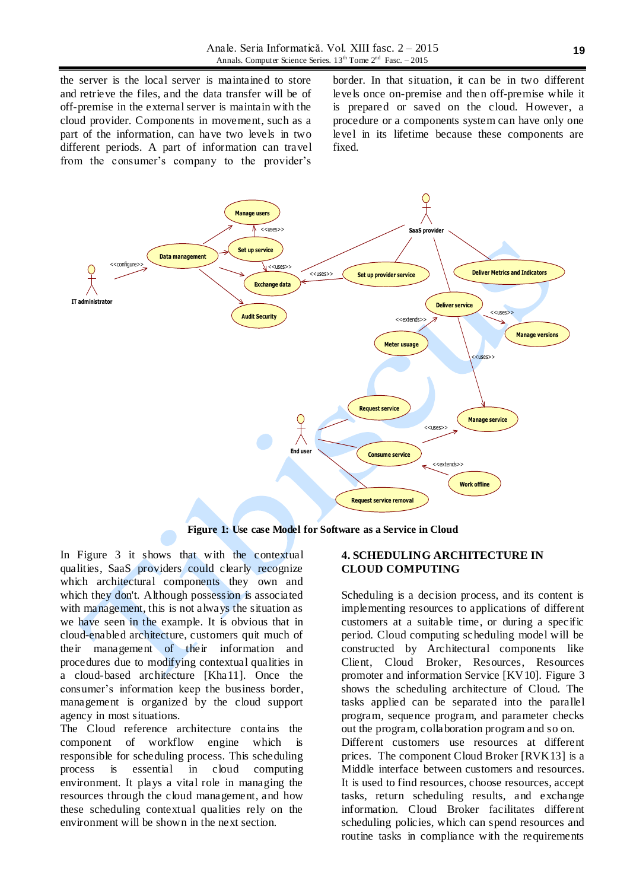the server is the local server is maintained to store and retrieve the files, and the data transfer will be of off-premise in the external server is maintain with the cloud provider. Components in movement, such as a part of the information, can have two levels in two different periods. A part of information can travel from the consumer's company to the provider's border. In that situation, it can be in two different levels once on-premise and then off-premise while it is prepared or saved on the cloud. However, a procedure or a components system can have only one level in its lifetime because these components are fixed.

**Figure 1: Use case Model for Software as a Service in Cloud**

In Figure 3 it shows that with the contextual qualities, SaaS providers could clearly recognize which architectural components they own and which they don't. Although possession is associated with management, this is not always the situation as we have seen in the example. It is obvious that in cloud-enabled architecture, customers quit much of their management of their information and procedures due to modifying contextual qualities in a cloud-based architecture [Kha11]. Once the consumer's information keep the business border, management is organized by the cloud support agency in most situations.

The Cloud reference architecture contains the component of workflow engine which is responsible for scheduling process. This scheduling process is essential in cloud computing environment. It plays a vital role in managing the resources through the cloud management, and how these scheduling contextual qualities rely on the environment will be shown in the next section.

## 4. SCHEDULING ARCHITECTURE IN CLOUD COMPUTING

Scheduling is a decision process, and its content is implementing resources to applications of different customers at a suitable time, or during a specific period. Cloud computing scheduling model will be constructed by Architectural components like Client, Cloud Broker, Resources, Resources promoter and information Service [KV10]. Figure 3 shows the scheduling architecture of Cloud. The tasks applied can be separated into the parallel program, sequence program, and parameter checks out the program, collaboration program and so on.

Different customers use resources at different prices. The component Cloud Broker [RVK13] is a Middle interface between customers and resources. It is used to find resources, choose resources, accept tasks, return scheduling results, and exchange information. Cloud Broker facilitates different scheduling policies, which can spend resources and routine tasks in compliance with the requirements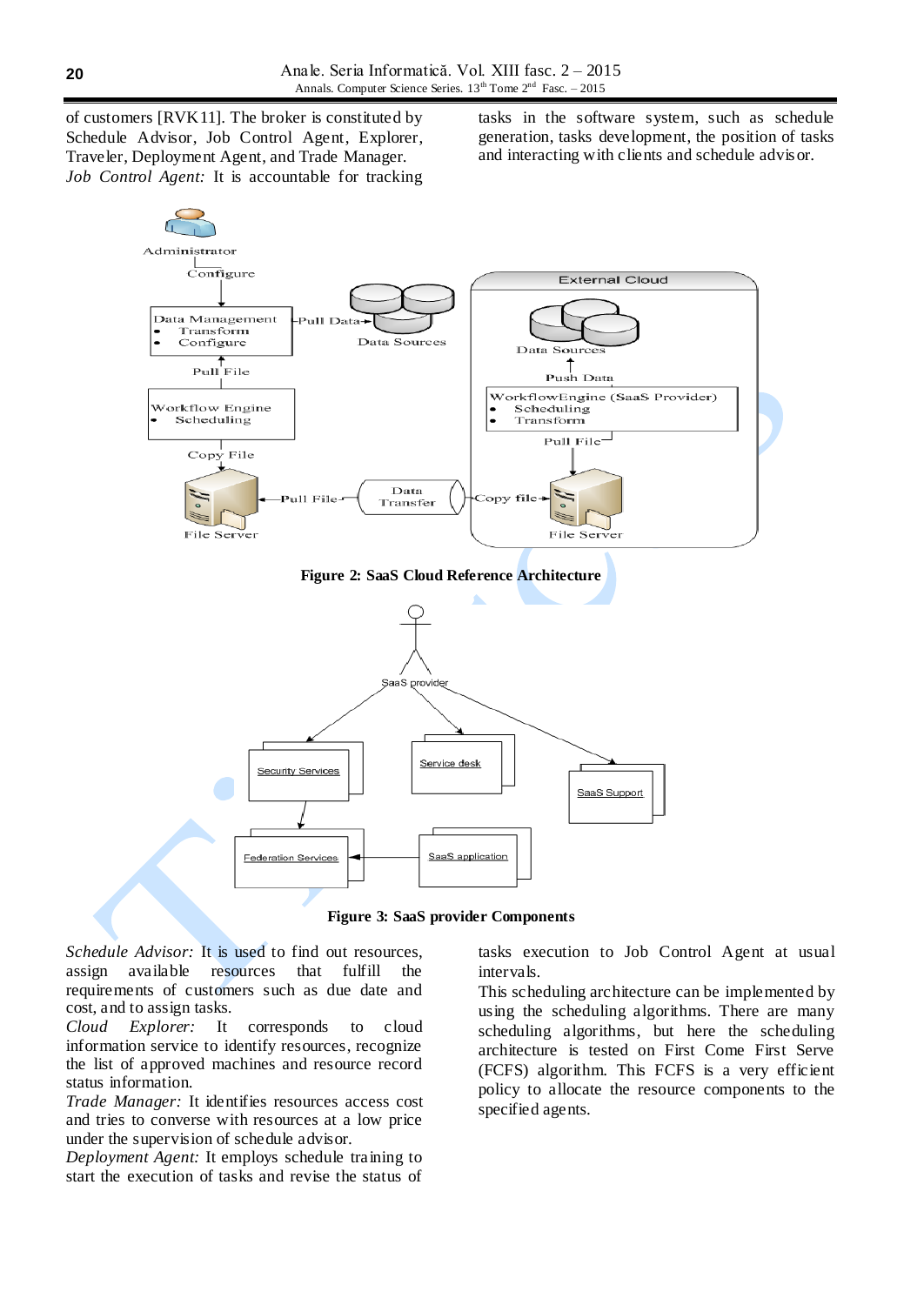of customers [RVK11]. The broker is constituted by Schedule Advisor, Job Control Agent, Explorer, Traveler, Deployment Agent, and Trade Manager.

*Job Control Agent:* It is accountable for tracking tasks in the software system, such as schedule generation, tasks development, the position of tasks and interacting with clients and schedule advisor.

**Figure 2: SaaS Cloud Reference Architecture**

**Figure 3: SaaS provider Components**

*Schedule Advisor:* It is used to find out resources, assign available resources that fulfill the requirements of customers such as due date and cost, and to assign tasks.

*Cloud Explorer:* It corresponds to cloud information service to identify resources, recognize the list of approved machines and resource record status information.

*Trade Manager:* It identifies resources access cost and tries to converse with resources at a low price under the supervision of schedule advisor.

*Deployment Agent:* It employs schedule training to start the execution of tasks and revise the status of tasks execution to Job Control Agent at usual intervals.

This scheduling architecture can be implemented by using the scheduling algorithms. There are many scheduling algorithms, but here the scheduling architecture is tested on First Come First Serve (FCFS) algorithm. This FCFS is a very efficient policy to allocate the resource components to the specified agents.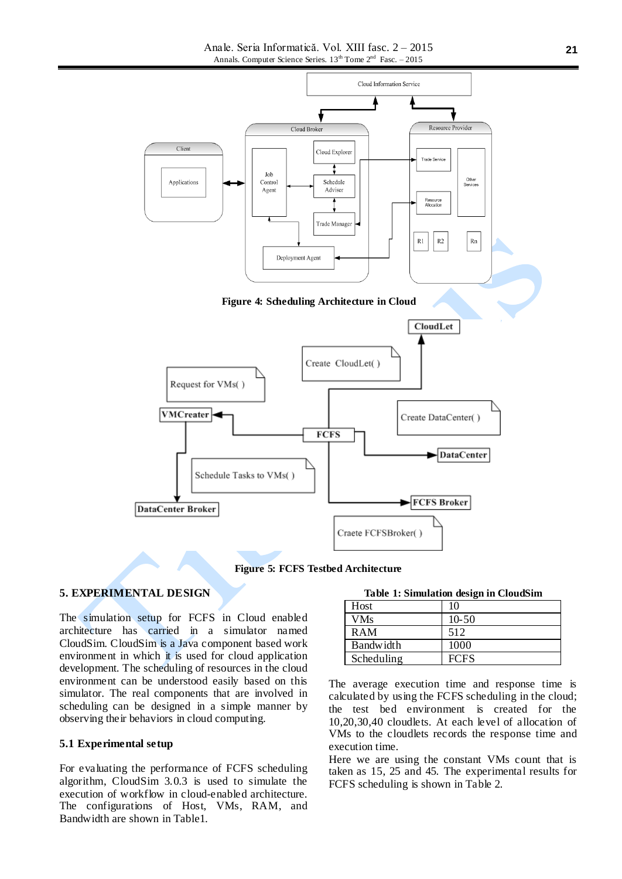Figure 4: Scheduling Architecture in Cloud

Figure 5: FCFS Testbed Architecture

## 5. EXPERIMENTAL DESIGN

The simulation setup for FCFS in Cloud enabled architecture has carried in a simulator named CloudSim. CloudSim is a Java component based work environment in which it is used for cloud application development. The scheduling of resources in the cloud environment can be understood easily based on this simulator. The real components that are involved in scheduling can be designed in a simple manner by observing their behaviors in cloud computing.

### 5.1 Experimental setup

For evaluating the performance of FCFS scheduling algorithm, CloudSim 3.0.3 is used to simulate the execution of workflow in cloud-enabled architecture. The configurations of Host, VMs, RAM, and Bandwidth are shown in Table1.

**Table 1: Simulation design in CloudSim**

| Host | 10 |
|---|---|
| VMs | 10-50 |
| RAM | 512 |
| Bandwidth | 1000 |
| Scheduling | FCFS |

The average execution time and response time is calculated by using the FCFS scheduling in the cloud; the test bed environment is created for the 10,20,30,40 cloudlets. At each level of allocation of VMs to the cloudlets records the response time and execution time.

Here we are using the constant VMs count that is taken as 15, 25 and 45. The experimental results for FCFS scheduling is shown in Table 2.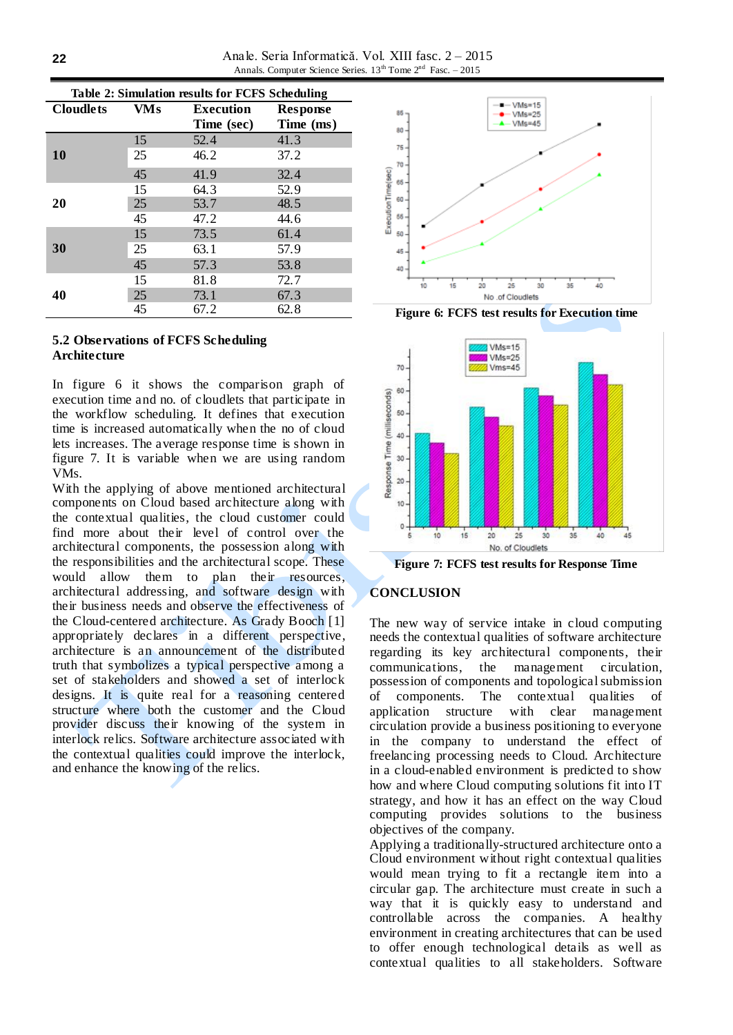Table 2: Simulation results for FCFS Scheduling

| Cloudlets | VMs | Execution Time (sec) | Response Time (ms) |
|---|---|---|---|
| 10 | 15 | 52.4 | 41.3 |
| | 25 | 46.2 | 37.2 |
| | 45 | 41.9 | 32.4 |
| 20 | 15 | 64.3 | 52.9 |
| | 25 | 53.7 | 48.5 |
| | 45 | 47.2 | 44.6 |
| 30 | 15 | 73.5 | 61.4 |
| | 25 | 63.1 | 57.9 |
| | 45 | 57.3 | 53.8 |
| 40 | 15 | 81.8 | 72.7 |
| | 25 | 73.1 | 67.3 |
| | 45 | 67.2 | 62.8 |

### 5.2 Observations of FCFS Scheduling Architecture

In figure 6 it shows the comparison graph of execution time and no. of cloudlets that participate in the workflow scheduling. It defines that execution time is increased automatically when the no of cloud lets increases. The average response time is shown in figure 7. It is variable when we are using random VMs.

With the applying of above mentioned architectural components on Cloud based architecture along with the contextual qualities, the cloud customer could find more about their level of control over the architectural components, the possession along with the responsibilities and the architectural scope. These would allow them to plan their resources, architectural addressing, and software design with their business needs and observe the effectiveness of the Cloud-centered architecture. As Grady Booch [1] appropriately declares in a different perspective, architecture is an announcement of the distributed truth that symbolizes a typical perspective among a set of stakeholders and showed a set of interlock designs. It is quite real for a reasoning centered structure where both the customer and the Cloud provider discuss their knowing of the system in interlock relics. Software architecture associated with the contextual qualities could improve the interlock, and enhance the knowing of the relics.

Figure 6: FCFS test results for Execution time

Figure 7: FCFS test results for Response Time

## CONCLUSION

The new way of service intake in cloud computing needs the contextual qualities of software architecture regarding its key architectural components, their communications, the management circulation, possession of components and topological submission of components. The contextual qualities of application structure with clear management circulation provide a business positioning to everyone in the company to understand the effect of freelancing processing needs to Cloud. Architecture in a cloud-enabled environment is predicted to show how and where Cloud computing solutions fit into IT strategy, and how it has an effect on the way Cloud computing provides solutions to the business objectives of the company.

Applying a traditionally-structured architecture onto a Cloud environment without right contextual qualities would mean trying to fit a rectangle item into a circular gap. The architecture must create in such a way that it is quickly easy to understand and controllable across the companies. A healthy environment in creating architectures that can be used to offer enough technological details as well as contextual qualities to all stakeholders. Software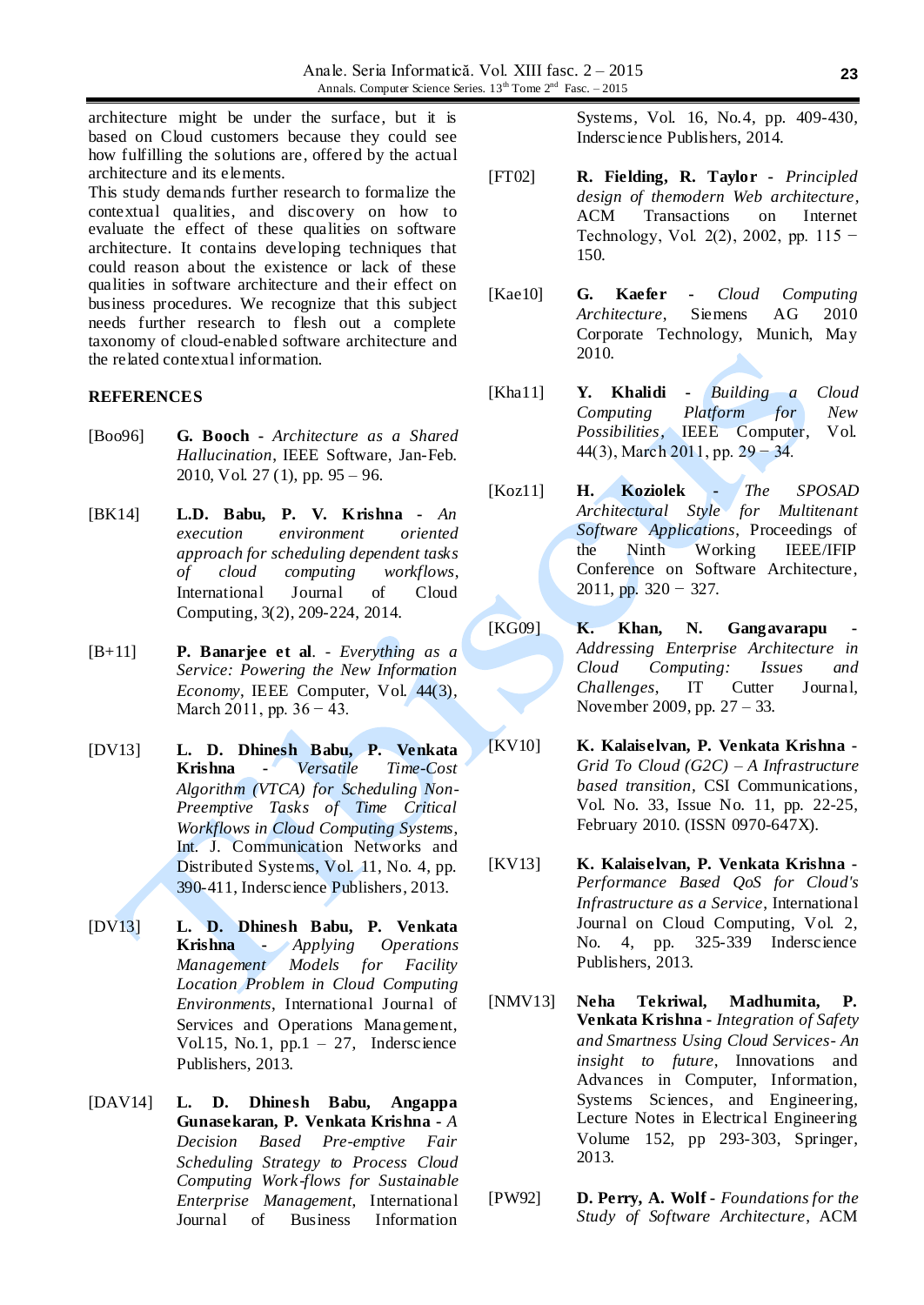architecture might be under the surface, but it is based on Cloud customers because they could see how fulfilling the solutions are, offered by the actual architecture and its elements.

This study demands further research to formalize the contextual qualities, and discovery on how to evaluate the effect of these qualities on software architecture. It contains developing techniques that could reason about the existence or lack of these qualities in software architecture and their effect on business procedures. We recognize that this subject needs further research to flesh out a complete taxonomy of cloud-enabled software architecture and the related contextual information.

## REFERENCES

[Boo96] **G. Booch** - *Architecture as a Shared Hallucination*, IEEE Software, Jan-Feb. 2010, Vol. 27 (1), pp. 95 – 96.

[BK14] **L.D. Babu, P. V. Krishna** - *An execution environment oriented approach for scheduling dependent tasks of cloud computing workflows*, International Journal of Cloud Computing, 3(2), 209-224, 2014.

[B+11] **P. Banarjee et al**. - *Everything as a Service: Powering the New Information Economy*, IEEE Computer, Vol. 44(3), March 2011, pp. 36 − 43.

[DV13] **L. D. Dhinesh Babu, P. Venkata Krishna** - *Versatile Time-Cost Algorithm (VTCA) for Scheduling Non-Preemptive Tasks of Time Critical Workflows in Cloud Computing Systems*, Int. J. Communication Networks and Distributed Systems, Vol. 11, No. 4, pp. 390-411, Inderscience Publishers, 2013.

[DV13] **L. D. Dhinesh Babu, P. Venkata Krishna** - *Applying Operations Management Models for Facility Location Problem in Cloud Computing Environments*, International Journal of Services and Operations Management, Vol.15, No.1, pp.1 – 27, Inderscience Publishers, 2013.

[DAV14] **L. D. Dhinesh Babu, Angappa Gunasekaran, P. Venkata Krishna** - *A Decision Based Pre-emptive Fair Scheduling Strategy to Process Cloud Computing Work-flows for Sustainable Enterprise Management*, International Journal of Business Information Systems, Vol. 16, No.4, pp. 409-430, Inderscience Publishers, 2014.

[FT02] **R. Fielding, R. Taylor** - *Principled design of themodern Web architecture*, ACM Transactions on Internet Technology, Vol. 2(2), 2002, pp. 115 − 150.

[Kae10] **G. Kaefer** - *Cloud Computing Architecture*, Siemens AG 2010 Corporate Technology, Munich, May 2010.

[Kha11] **Y. Khalidi** - *Building a Cloud Computing Platform for New Possibilities*, IEEE Computer, Vol. 44(3), March 2011, pp. 29 − 34.

[Koz11] **H. Koziolek** - *The SPOSAD Architectural Style for Multitenant Software Applications*, Proceedings of the Ninth Working IEEE/IFIP Conference on Software Architecture, 2011, pp. 320 − 327.

[KG09] **K. Khan, N. Gangavarapu** - *Addressing Enterprise Architecture in Cloud Computing: Issues and Challenges*, IT Cutter Journal, November 2009, pp. 27 – 33.

[KV10] **K. Kalaiselvan, P. Venkata Krishna** - *Grid To Cloud (G2C) – A Infrastructure based transition*, CSI Communications, Vol. No. 33, Issue No. 11, pp. 22-25, February 2010. (ISSN 0970-647X).

[KV13] **K. Kalaiselvan, P. Venkata Krishna** - *Performance Based QoS for Cloud's Infrastructure as a Service*, International Journal on Cloud Computing, Vol. 2, No. 4, pp. 325-339 Inderscience Publishers, 2013.

[NMV13] **Neha Tekriwal, Madhumita, P. Venkata Krishna** - *Integration of Safety and Smartness Using Cloud Services- An insight to future*, Innovations and Advances in Computer, Information, Systems Sciences, and Engineering, Lecture Notes in Electrical Engineering Volume 152, pp 293-303, Springer, 2013.

[PW92] **D. Perry, A. Wolf** - *Foundations for the Study of Software Architecture*, ACM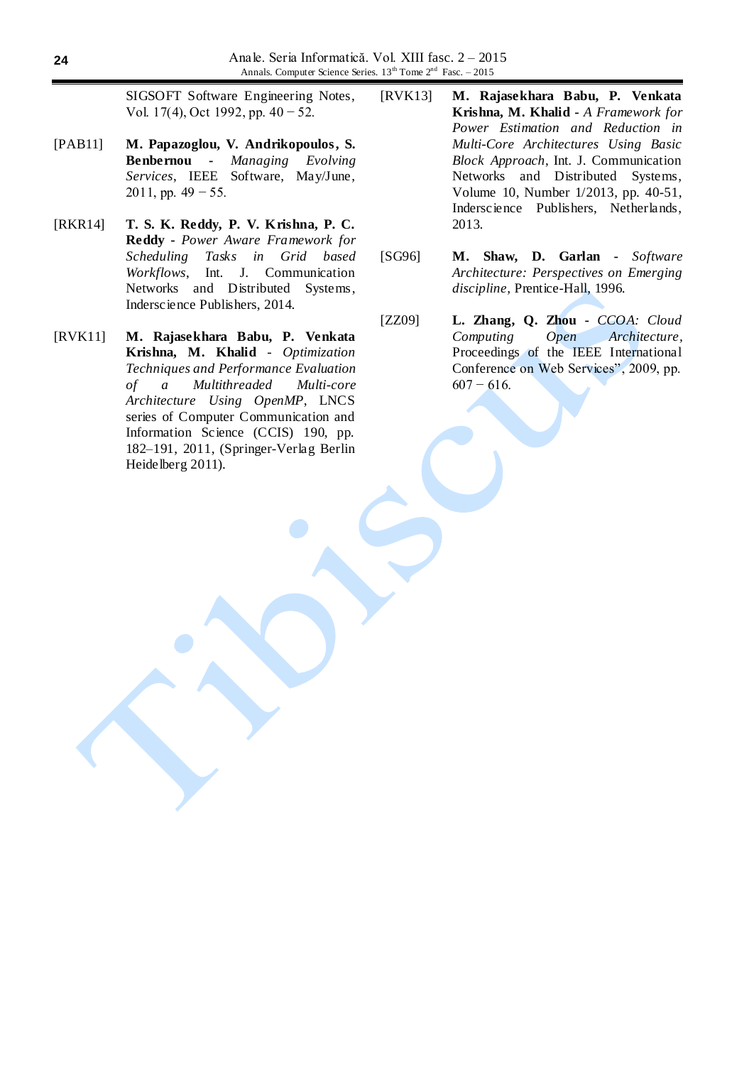SIGSOFT Software Engineering Notes, Vol. 17(4), Oct 1992, pp. 40 − 52.

[PAB11] **M. Papazoglou, V. Andrikopoulos, S. Benbernou** - *Managing Evolving Services*, IEEE Software, May/June, 2011, pp. 49 − 55.

[RKR14] **T. S. K. Reddy, P. V. Krishna, P. C. Reddy** - *Power Aware Framework for Scheduling Tasks in Grid based Workflows*, Int. J. Communication Networks and Distributed Systems, Inderscience Publishers, 2014.

[RVK11] **M. Rajasekhara Babu, P. Venkata Krishna, M. Khalid** - *Optimization Techniques and Performance Evaluation of a Multithreaded Multi-core Architecture Using OpenMP*, LNCS series of Computer Communication and Information Science (CCIS) 190, pp. 182–191, 2011, (Springer-Verlag Berlin Heidelberg 2011).

[RVK13] **M. Rajasekhara Babu, P. Venkata Krishna, M. Khalid** - *A Framework for Power Estimation and Reduction in Multi-Core Architectures Using Basic Block Approach*, Int. J. Communication Networks and Distributed Systems, Volume 10, Number 1/2013, pp. 40-51, Inderscience Publishers, Netherlands, 2013.

[SG96] **M. Shaw, D. Garlan** - *Software Architecture: Perspectives on Emerging discipline*, Prentice-Hall, 1996.

[ZZ09] **L. Zhang, Q. Zhou** - *CCOA: Cloud Computing Open Architecture*, Proceedings of the IEEE International Conference on Web Services", 2009, pp. 607 − 616.